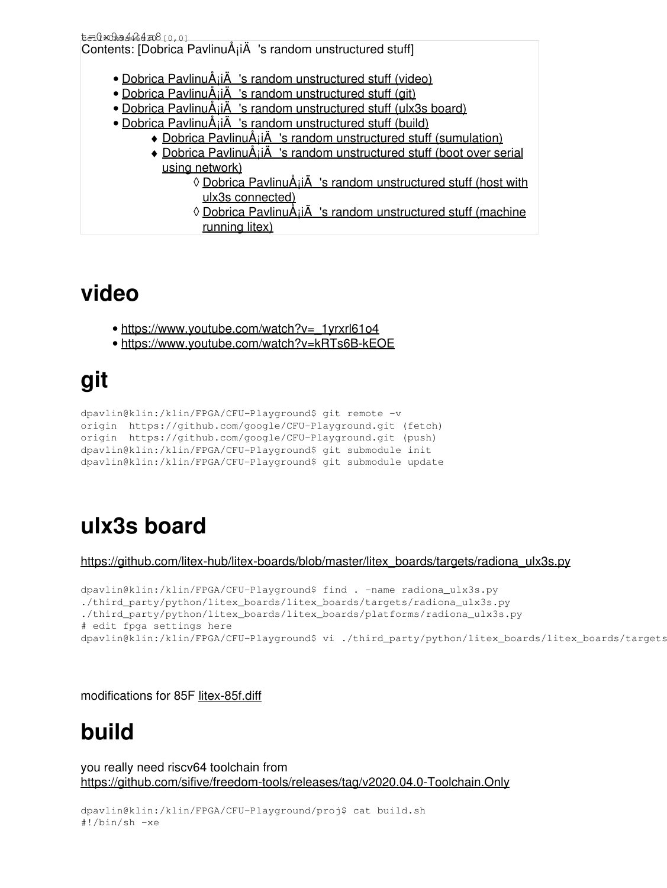Contents: [Dobrica PavlinuÅ¡iÄ 's random unstructured stuff]

- Dobrica PavlinuÅ¡iÄ 's random unstructured stuff (video)
- Dobrica PavlinuÅ¡iÄ 's random unstructured stuff (git)
- Dobrica PavlinuÅ¡iÄ 's random unstructured stuff (ulx3s board)
- Dobrica PavlinuÅ¡iÄ 's random unstructured stuff (build)
    - Dobrica PavlinuÅ¡iÄ 's random unstructured stuff (sumulation)
    - Dobrica PavlinuÅ¡iÄ 's random unstructured stuff (boot over serial using network)
        - Dobrica PavlinuÅ¡iÄ 's random unstructured stuff (host with ulx3s connected)
        - Dobrica PavlinuÅ¡iÄ 's random unstructured stuff (machine running litex)

# video

- https://www.youtube.com/watch?v=_1yrxrl61o4
- https://www.youtube.com/watch?v=kRTs6B-kEOE

# git

```
dpavlin@klin:/klin/FPGA/CFU-Playground$ git remote -v
origin  https://github.com/google/CFU-Playground.git (fetch)
origin  https://github.com/google/CFU-Playground.git (push)
dpavlin@klin:/klin/FPGA/CFU-Playground$ git submodule init
dpavlin@klin:/klin/FPGA/CFU-Playground$ git submodule update
```

# ulx3s board

https://github.com/litex-hub/litex-boards/blob/master/litex_boards/targets/radiona_ulx3s.py

```
dpavlin@klin:/klin/FPGA/CFU-Playground$ find . -name radiona_ulx3s.py
./third_party/python/litex_boards/litex_boards/targets/radiona_ulx3s.py
./third_party/python/litex_boards/litex_boards/platforms/radiona_ulx3s.py
# edit fpga settings here
dpavlin@klin:/klin/FPGA/CFU-Playground$ vi ./third_party/python/litex_boards/litex_boards/targets
```

modifications for 85F litex-85f.diff

# build

you really need riscv64 toolchain from https://github.com/sifive/freedom-tools/releases/tag/v2020.04.0-Toolchain.Only

```
dpavlin@klin:/klin/FPGA/CFU-Playground/proj$ cat build.sh
#!/bin/sh -xe
```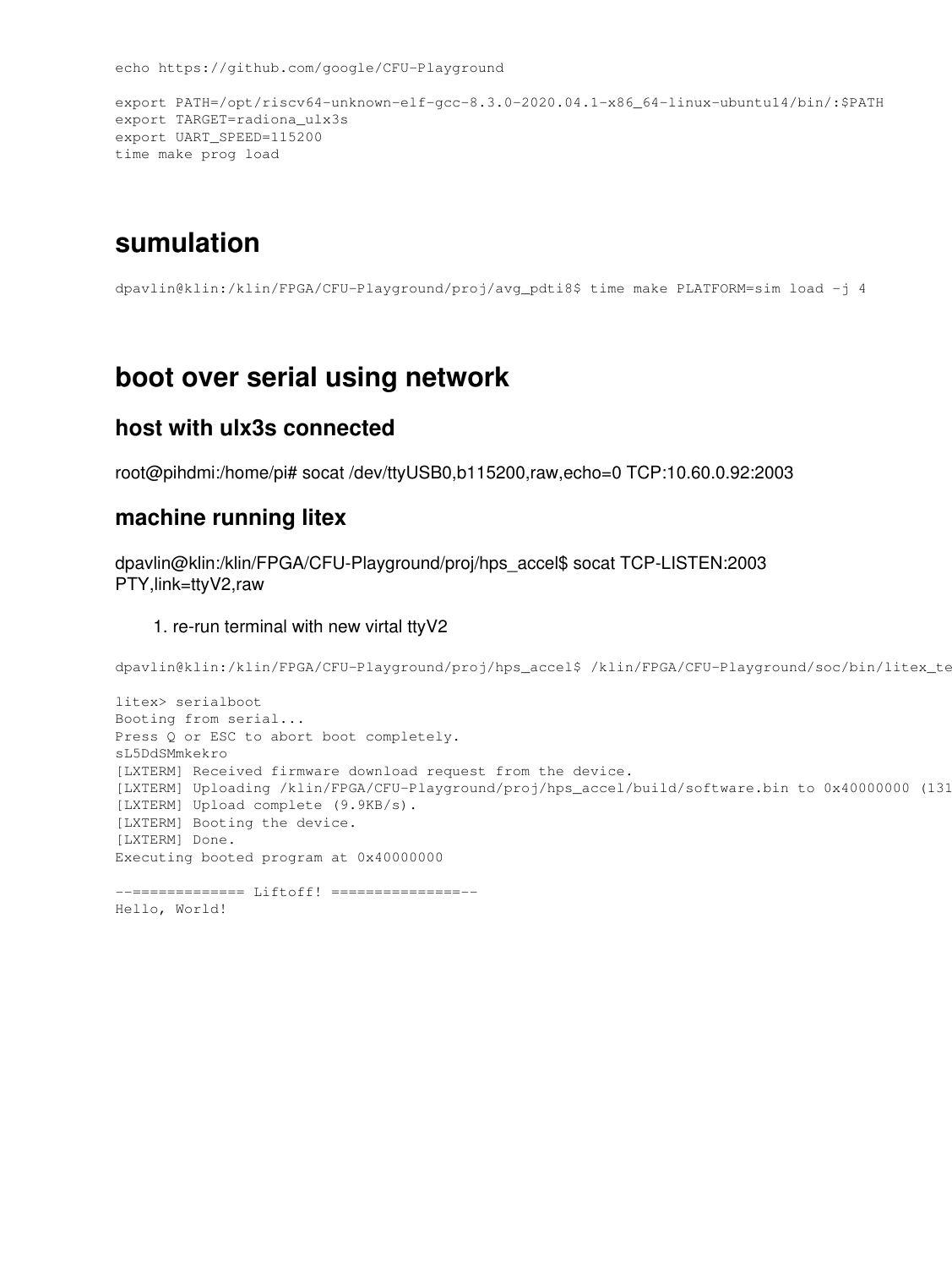```
echo https://github.com/google/CFU-Playground

export PATH=/opt/riscv64-unknown-elf-gcc-8.3.0-2020.04.1-x86_64-linux-ubuntu14/bin/:$PATH
export TARGET=radiona_ulx3s
export UART_SPEED=115200
time make prog load
```

## sumulation

```
dpavlin@klin:/klin/FPGA/CFU-Playground/proj/avg_pdti8$ time make PLATFORM=sim load -j 4
```

## boot over serial using network

### host with ulx3s connected

root@pihdmi:/home/pi# socat /dev/ttyUSB0,b115200,raw,echo=0 TCP:10.60.0.92:2003

### machine running litex

dpavlin@klin:/klin/FPGA/CFU-Playground/proj/hps_accel$ socat TCP-LISTEN:2003 PTY,link=ttyV2,raw

1. re-run terminal with new virtal ttyV2

```
dpavlin@klin:/klin/FPGA/CFU-Playground/proj/hps_accel$ /klin/FPGA/CFU-Playground/soc/bin/litex_te

litex> serialboot
Booting from serial...
Press Q or ESC to abort boot completely.
sL5DdSMmkekro
[LXTERM] Received firmware download request from the device.
[LXTERM] Uploading /klin/FPGA/CFU-Playground/proj/hps_accel/build/software.bin to 0x40000000 (131
[LXTERM] Upload complete (9.9KB/s).
[LXTERM] Booting the device.
[LXTERM] Done.
Executing booted program at 0x40000000

--============== Liftoff! ===============--
Hello, World!
```